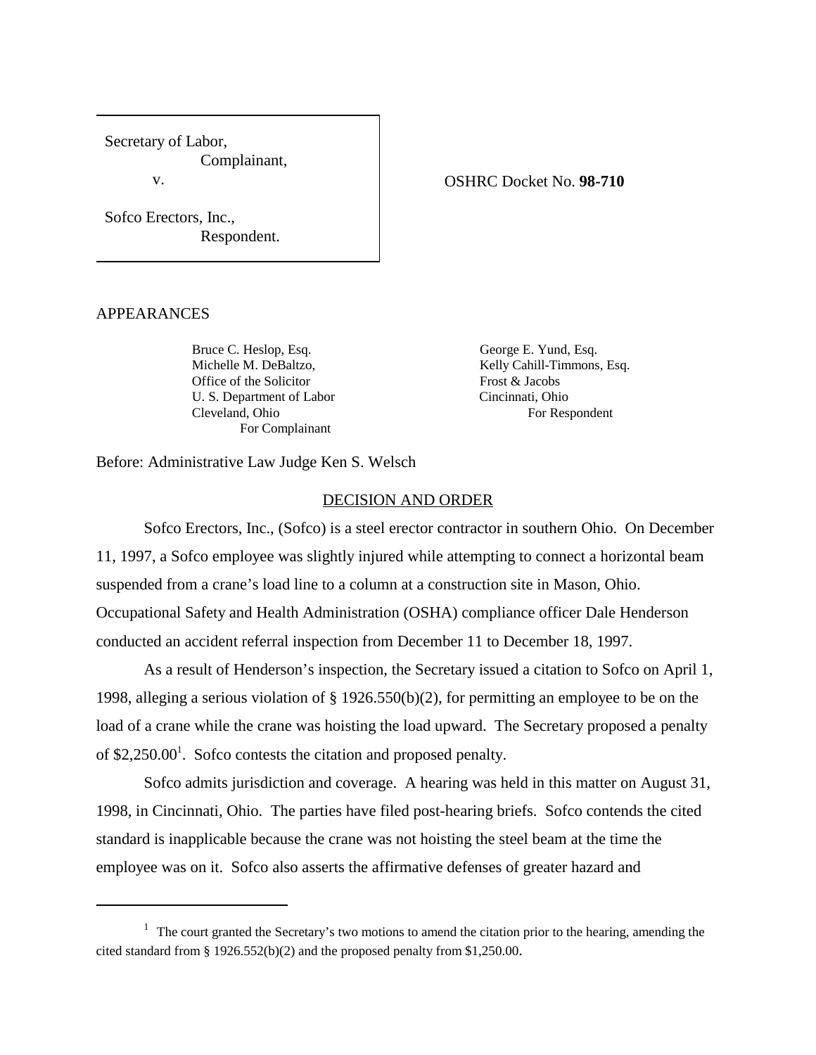| Secretary of Labor, Complainant, v. Sofco Erectors, Inc., Respondent. | OSHRC Docket No. **98-710** |
|---|---|

APPEARANCES

Bruce C. Heslop, Esq.
Michelle M. DeBaltzo,
Office of the Solicitor
U. S. Department of Labor
Cleveland, Ohio
For Complainant

George E. Yund, Esq.
Kelly Cahill-Timmons, Esq.
Frost & Jacobs
Cincinnati, Ohio
For Respondent

Before: Administrative Law Judge Ken S. Welsch

## DECISION AND ORDER

Sofco Erectors, Inc., (Sofco) is a steel erector contractor in southern Ohio. On December 11, 1997, a Sofco employee was slightly injured while attempting to connect a horizontal beam suspended from a crane's load line to a column at a construction site in Mason, Ohio. Occupational Safety and Health Administration (OSHA) compliance officer Dale Henderson conducted an accident referral inspection from December 11 to December 18, 1997.

As a result of Henderson's inspection, the Secretary issued a citation to Sofco on April 1, 1998, alleging a serious violation of § 1926.550(b)(2), for permitting an employee to be on the load of a crane while the crane was hoisting the load upward. The Secretary proposed a penalty of $2,250.00[1]. Sofco contests the citation and proposed penalty.

Sofco admits jurisdiction and coverage. A hearing was held in this matter on August 31, 1998, in Cincinnati, Ohio. The parties have filed post-hearing briefs. Sofco contends the cited standard is inapplicable because the crane was not hoisting the steel beam at the time the employee was on it. Sofco also asserts the affirmative defenses of greater hazard and

---

[1] The court granted the Secretary's two motions to amend the citation prior to the hearing, amending the cited standard from § 1926.552(b)(2) and the proposed penalty from $1,250.00.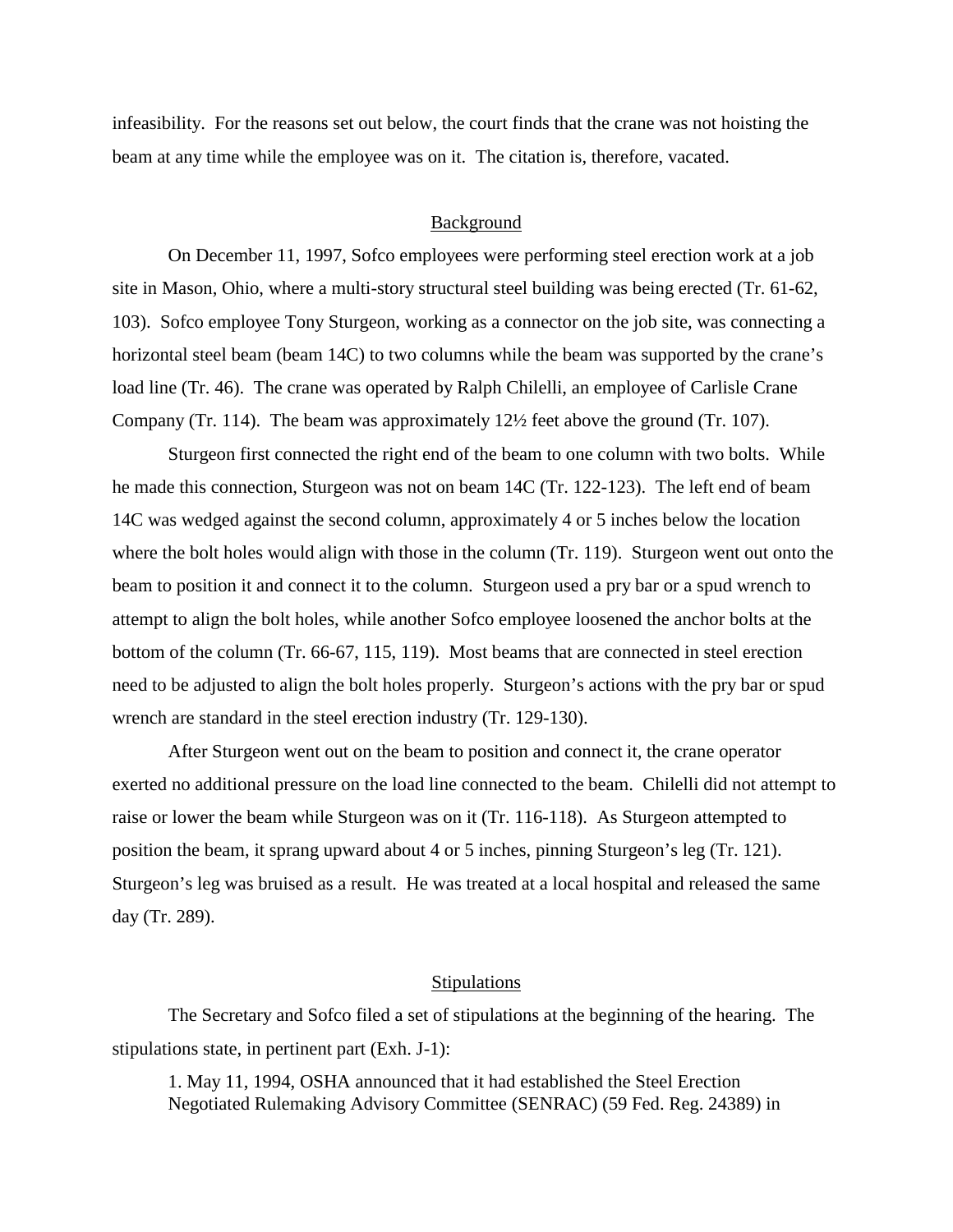infeasibility. For the reasons set out below, the court finds that the crane was not hoisting the beam at any time while the employee was on it. The citation is, therefore, vacated.

## Background

On December 11, 1997, Sofco employees were performing steel erection work at a job site in Mason, Ohio, where a multi-story structural steel building was being erected (Tr. 61-62, 103). Sofco employee Tony Sturgeon, working as a connector on the job site, was connecting a horizontal steel beam (beam 14C) to two columns while the beam was supported by the crane's load line (Tr. 46). The crane was operated by Ralph Chilelli, an employee of Carlisle Crane Company (Tr. 114). The beam was approximately 12½ feet above the ground (Tr. 107).

Sturgeon first connected the right end of the beam to one column with two bolts. While he made this connection, Sturgeon was not on beam 14C (Tr. 122-123). The left end of beam 14C was wedged against the second column, approximately 4 or 5 inches below the location where the bolt holes would align with those in the column (Tr. 119). Sturgeon went out onto the beam to position it and connect it to the column. Sturgeon used a pry bar or a spud wrench to attempt to align the bolt holes, while another Sofco employee loosened the anchor bolts at the bottom of the column (Tr. 66-67, 115, 119). Most beams that are connected in steel erection need to be adjusted to align the bolt holes properly. Sturgeon's actions with the pry bar or spud wrench are standard in the steel erection industry (Tr. 129-130).

After Sturgeon went out on the beam to position and connect it, the crane operator exerted no additional pressure on the load line connected to the beam. Chilelli did not attempt to raise or lower the beam while Sturgeon was on it (Tr. 116-118). As Sturgeon attempted to position the beam, it sprang upward about 4 or 5 inches, pinning Sturgeon's leg (Tr. 121). Sturgeon's leg was bruised as a result. He was treated at a local hospital and released the same day (Tr. 289).

## Stipulations

The Secretary and Sofco filed a set of stipulations at the beginning of the hearing. The stipulations state, in pertinent part (Exh. J-1):

> 1. May 11, 1994, OSHA announced that it had established the Steel Erection Negotiated Rulemaking Advisory Committee (SENRAC) (59 Fed. Reg. 24389) in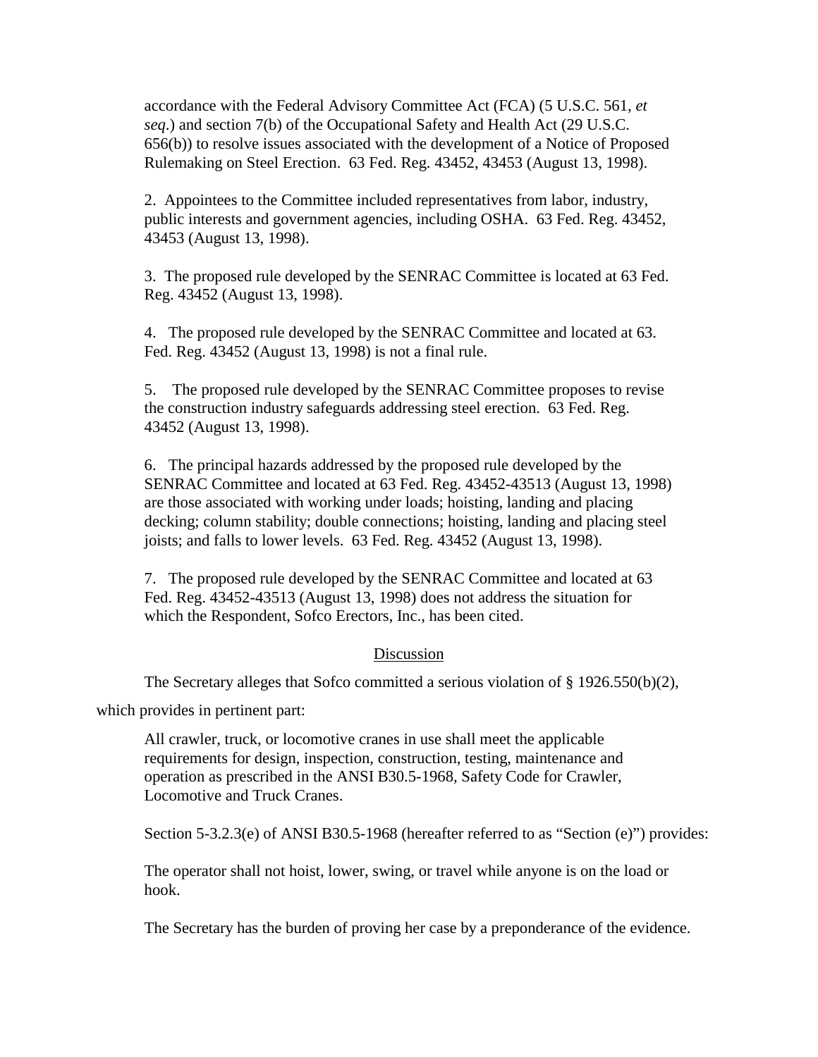accordance with the Federal Advisory Committee Act (FCA) (5 U.S.C. 561, *et seq*.) and section 7(b) of the Occupational Safety and Health Act (29 U.S.C. 656(b)) to resolve issues associated with the development of a Notice of Proposed Rulemaking on Steel Erection. 63 Fed. Reg. 43452, 43453 (August 13, 1998).

2. Appointees to the Committee included representatives from labor, industry, public interests and government agencies, including OSHA. 63 Fed. Reg. 43452, 43453 (August 13, 1998).

3. The proposed rule developed by the SENRAC Committee is located at 63 Fed. Reg. 43452 (August 13, 1998).

4. The proposed rule developed by the SENRAC Committee and located at 63. Fed. Reg. 43452 (August 13, 1998) is not a final rule.

5. The proposed rule developed by the SENRAC Committee proposes to revise the construction industry safeguards addressing steel erection. 63 Fed. Reg. 43452 (August 13, 1998).

6. The principal hazards addressed by the proposed rule developed by the SENRAC Committee and located at 63 Fed. Reg. 43452-43513 (August 13, 1998) are those associated with working under loads; hoisting, landing and placing decking; column stability; double connections; hoisting, landing and placing steel joists; and falls to lower levels. 63 Fed. Reg. 43452 (August 13, 1998).

7. The proposed rule developed by the SENRAC Committee and located at 63 Fed. Reg. 43452-43513 (August 13, 1998) does not address the situation for which the Respondent, Sofco Erectors, Inc., has been cited.

## Discussion

The Secretary alleges that Sofco committed a serious violation of § 1926.550(b)(2), which provides in pertinent part:

> All crawler, truck, or locomotive cranes in use shall meet the applicable requirements for design, inspection, construction, testing, maintenance and operation as prescribed in the ANSI B30.5-1968, Safety Code for Crawler, Locomotive and Truck Cranes.
>
> Section 5-3.2.3(e) of ANSI B30.5-1968 (hereafter referred to as "Section (e)") provides:
>
> The operator shall not hoist, lower, swing, or travel while anyone is on the load or hook.

The Secretary has the burden of proving her case by a preponderance of the evidence.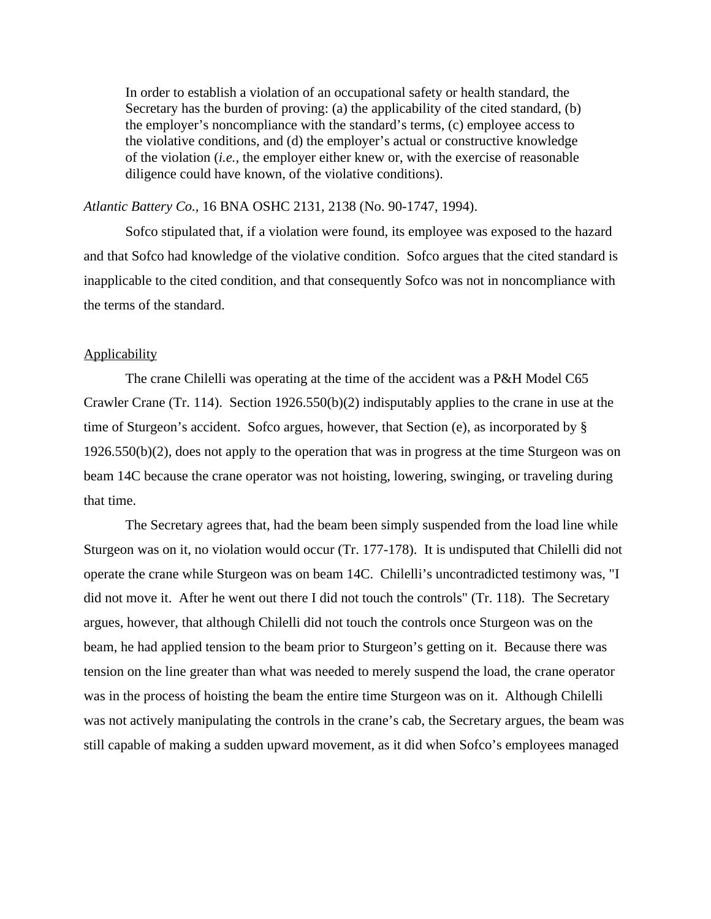> In order to establish a violation of an occupational safety or health standard, the Secretary has the burden of proving: (a) the applicability of the cited standard, (b) the employer's noncompliance with the standard's terms, (c) employee access to the violative conditions, and (d) the employer's actual or constructive knowledge of the violation (*i.e.*, the employer either knew or, with the exercise of reasonable diligence could have known, of the violative conditions).

*Atlantic Battery Co.*, 16 BNA OSHC 2131, 2138 (No. 90-1747, 1994).

Sofco stipulated that, if a violation were found, its employee was exposed to the hazard and that Sofco had knowledge of the violative condition. Sofco argues that the cited standard is inapplicable to the cited condition, and that consequently Sofco was not in noncompliance with the terms of the standard.

<u>Applicability</u>

The crane Chilelli was operating at the time of the accident was a P&H Model C65 Crawler Crane (Tr. 114). Section 1926.550(b)(2) indisputably applies to the crane in use at the time of Sturgeon's accident. Sofco argues, however, that Section (e), as incorporated by § 1926.550(b)(2), does not apply to the operation that was in progress at the time Sturgeon was on beam 14C because the crane operator was not hoisting, lowering, swinging, or traveling during that time.

The Secretary agrees that, had the beam been simply suspended from the load line while Sturgeon was on it, no violation would occur (Tr. 177-178). It is undisputed that Chilelli did not operate the crane while Sturgeon was on beam 14C. Chilelli's uncontradicted testimony was, "I did not move it. After he went out there I did not touch the controls" (Tr. 118). The Secretary argues, however, that although Chilelli did not touch the controls once Sturgeon was on the beam, he had applied tension to the beam prior to Sturgeon's getting on it. Because there was tension on the line greater than what was needed to merely suspend the load, the crane operator was in the process of hoisting the beam the entire time Sturgeon was on it. Although Chilelli was not actively manipulating the controls in the crane's cab, the Secretary argues, the beam was still capable of making a sudden upward movement, as it did when Sofco's employees managed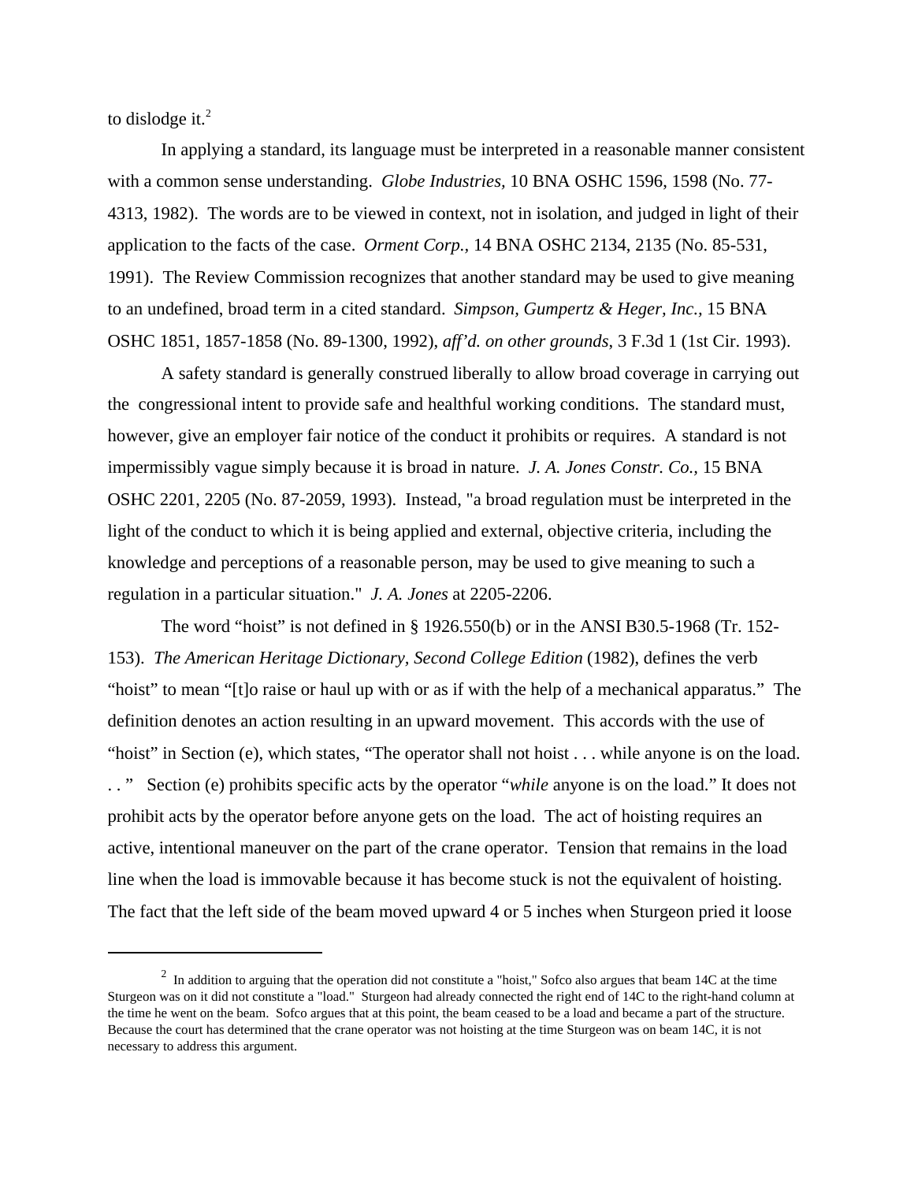to dislodge it.[2]

In applying a standard, its language must be interpreted in a reasonable manner consistent with a common sense understanding. *Globe Industries,* 10 BNA OSHC 1596, 1598 (No. 77-4313, 1982). The words are to be viewed in context, not in isolation, and judged in light of their application to the facts of the case. *Orment Corp.*, 14 BNA OSHC 2134, 2135 (No. 85-531, 1991). The Review Commission recognizes that another standard may be used to give meaning to an undefined, broad term in a cited standard. *Simpson, Gumpertz & Heger, Inc.*, 15 BNA OSHC 1851, 1857-1858 (No. 89-1300, 1992), *aff'd. on other grounds*, 3 F.3d 1 (1st Cir. 1993).

A safety standard is generally construed liberally to allow broad coverage in carrying out the congressional intent to provide safe and healthful working conditions. The standard must, however, give an employer fair notice of the conduct it prohibits or requires. A standard is not impermissibly vague simply because it is broad in nature. *J. A. Jones Constr. Co.*, 15 BNA OSHC 2201, 2205 (No. 87-2059, 1993). Instead, "a broad regulation must be interpreted in the light of the conduct to which it is being applied and external, objective criteria, including the knowledge and perceptions of a reasonable person, may be used to give meaning to such a regulation in a particular situation." *J. A. Jones* at 2205-2206.

The word "hoist" is not defined in § 1926.550(b) or in the ANSI B30.5-1968 (Tr. 152-153). *The American Heritage Dictionary, Second College Edition* (1982), defines the verb "hoist" to mean "[t]o raise or haul up with or as if with the help of a mechanical apparatus." The definition denotes an action resulting in an upward movement. This accords with the use of "hoist" in Section (e), which states, "The operator shall not hoist . . . while anyone is on the load. . . " Section (e) prohibits specific acts by the operator "*while* anyone is on the load." It does not prohibit acts by the operator before anyone gets on the load. The act of hoisting requires an active, intentional maneuver on the part of the crane operator. Tension that remains in the load line when the load is immovable because it has become stuck is not the equivalent of hoisting. The fact that the left side of the beam moved upward 4 or 5 inches when Sturgeon pried it loose

---

[2] In addition to arguing that the operation did not constitute a "hoist," Sofco also argues that beam 14C at the time Sturgeon was on it did not constitute a "load." Sturgeon had already connected the right end of 14C to the right-hand column at the time he went on the beam. Sofco argues that at this point, the beam ceased to be a load and became a part of the structure. Because the court has determined that the crane operator was not hoisting at the time Sturgeon was on beam 14C, it is not necessary to address this argument.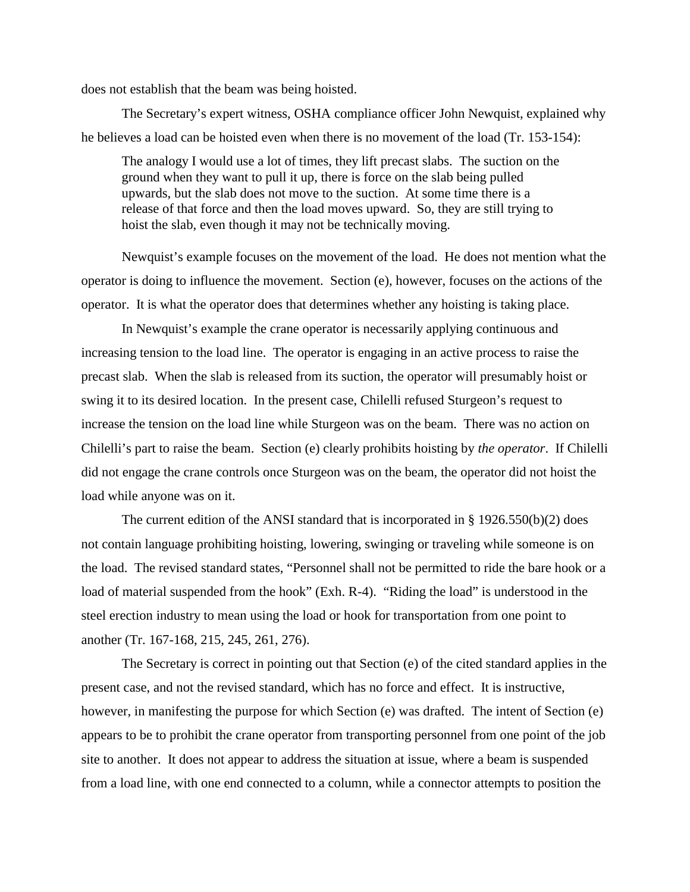does not establish that the beam was being hoisted.

The Secretary's expert witness, OSHA compliance officer John Newquist, explained why he believes a load can be hoisted even when there is no movement of the load (Tr. 153-154):

> The analogy I would use a lot of times, they lift precast slabs. The suction on the ground when they want to pull it up, there is force on the slab being pulled upwards, but the slab does not move to the suction. At some time there is a release of that force and then the load moves upward. So, they are still trying to hoist the slab, even though it may not be technically moving.

Newquist's example focuses on the movement of the load. He does not mention what the operator is doing to influence the movement. Section (e), however, focuses on the actions of the operator. It is what the operator does that determines whether any hoisting is taking place.

In Newquist's example the crane operator is necessarily applying continuous and increasing tension to the load line. The operator is engaging in an active process to raise the precast slab. When the slab is released from its suction, the operator will presumably hoist or swing it to its desired location. In the present case, Chilelli refused Sturgeon's request to increase the tension on the load line while Sturgeon was on the beam. There was no action on Chilelli's part to raise the beam. Section (e) clearly prohibits hoisting by *the operator*. If Chilelli did not engage the crane controls once Sturgeon was on the beam, the operator did not hoist the load while anyone was on it.

The current edition of the ANSI standard that is incorporated in § 1926.550(b)(2) does not contain language prohibiting hoisting, lowering, swinging or traveling while someone is on the load. The revised standard states, "Personnel shall not be permitted to ride the bare hook or a load of material suspended from the hook" (Exh. R-4). "Riding the load" is understood in the steel erection industry to mean using the load or hook for transportation from one point to another (Tr. 167-168, 215, 245, 261, 276).

The Secretary is correct in pointing out that Section (e) of the cited standard applies in the present case, and not the revised standard, which has no force and effect. It is instructive, however, in manifesting the purpose for which Section (e) was drafted. The intent of Section (e) appears to be to prohibit the crane operator from transporting personnel from one point of the job site to another. It does not appear to address the situation at issue, where a beam is suspended from a load line, with one end connected to a column, while a connector attempts to position the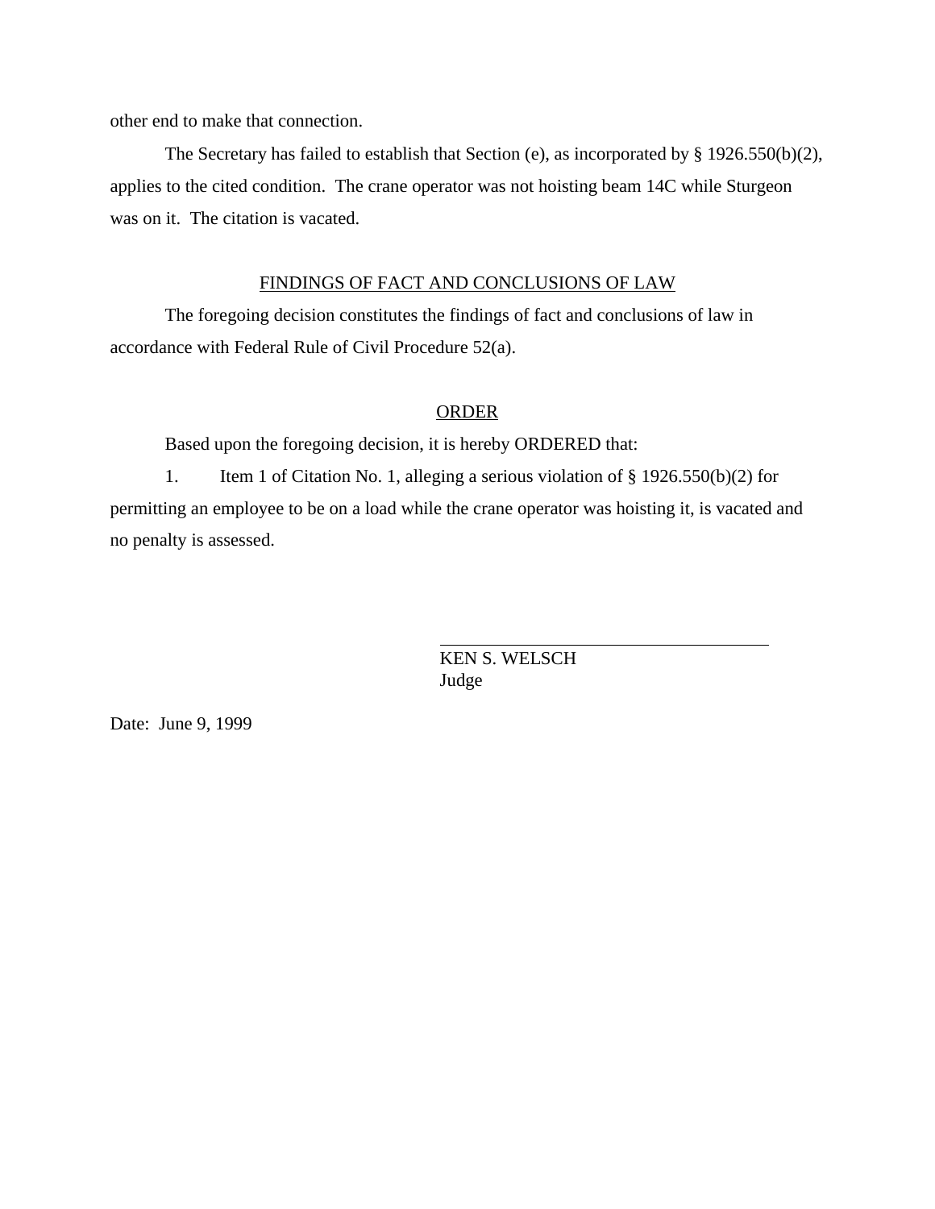other end to make that connection.

The Secretary has failed to establish that Section (e), as incorporated by § 1926.550(b)(2), applies to the cited condition. The crane operator was not hoisting beam 14C while Sturgeon was on it. The citation is vacated.

## FINDINGS OF FACT AND CONCLUSIONS OF LAW

The foregoing decision constitutes the findings of fact and conclusions of law in accordance with Federal Rule of Civil Procedure 52(a).

## ORDER

Based upon the foregoing decision, it is hereby ORDERED that:

1. Item 1 of Citation No. 1, alleging a serious violation of § 1926.550(b)(2) for permitting an employee to be on a load while the crane operator was hoisting it, is vacated and no penalty is assessed.

KEN S. WELSCH
Judge

Date: June 9, 1999